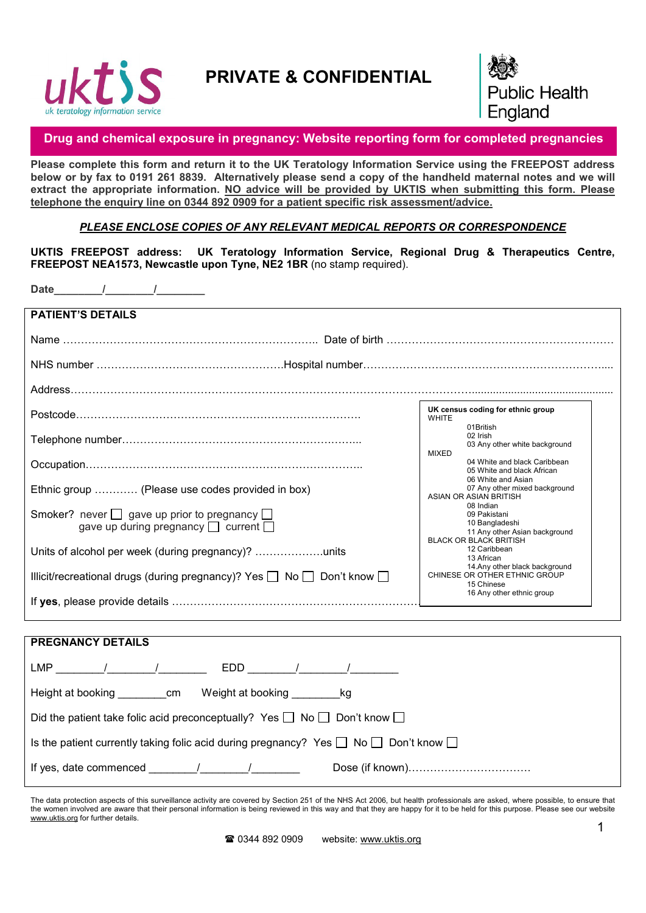uktis
uk teratology information service

# PRIVATE & CONFIDENTIAL

Public Health England

## Drug and chemical exposure in pregnancy: Website reporting form for completed pregnancies

**Please complete this form and return it to the UK Teratology Information Service using the FREEPOST address below or by fax to 0191 261 8839. Alternatively please send a copy of the handheld maternal notes and we will extract the appropriate information. <u>NO advice will be provided by UKTIS when submitting this form. Please telephone the enquiry line on 0344 892 0909 for a patient specific risk assessment/advice.</u>**

***<u>PLEASE ENCLOSE COPIES OF ANY RELEVANT MEDICAL REPORTS OR CORRESPONDENCE</u>***

**UKTIS FREEPOST address: UK Teratology Information Service, Regional Drug & Therapeutics Centre, FREEPOST NEA1573, Newcastle upon Tyne, NE2 1BR** (no stamp required).

**Date**________/________/________

### PATIENT'S DETAILS

Name ………………………………………………………….. Date of birth ……………………………………………………

NHS number ……………………………………………Hospital number………………………………………………………....

Address……………………………………………………………………………………………………………………………

Postcode……………………………………………………………………

Telephone number…………………………………………………………..

Occupation……………………………………………………………………

Ethnic group ………… (Please use codes provided in box)

Smoker? never ☐ gave up prior to pregnancy ☐ gave up during pregnancy ☐ current ☐

Units of alcohol per week (during pregnancy)? ……………….units

Illicit/recreational drugs (during pregnancy)? Yes ☐ No ☐ Don't know ☐

If **yes**, please provide details …………………………………………………………

**UK census coding for ethnic group**

WHITE
- 01British
- 02 Irish
- 03 Any other white background

MIXED
- 04 White and black Caribbean
- 05 White and black African
- 06 White and Asian
- 07 Any other mixed background

ASIAN OR ASIAN BRITISH
- 08 Indian
- 09 Pakistani
- 10 Bangladeshi
- 11 Any other Asian background

BLACK OR BLACK BRITISH
- 12 Caribbean
- 13 African
- 14.Any other black background

CHINESE OR OTHER ETHNIC GROUP
- 15 Chinese
- 16 Any other ethnic group

### PREGNANCY DETAILS

LMP ________/________/________ EDD ________/________/________

Height at booking ________cm Weight at booking ________kg

Did the patient take folic acid preconceptually? Yes ☐ No ☐ Don't know ☐

Is the patient currently taking folic acid during pregnancy? Yes ☐ No ☐ Don't know ☐

If yes, date commenced ________/________/________ Dose (if known)……………………………

The data protection aspects of this surveillance activity are covered by Section 251 of the NHS Act 2006, but health professionals are asked, where possible, to ensure that the women involved are aware that their personal information is being reviewed in this way and that they are happy for it to be held for this purpose. Please see our website www.uktis.org for further details.

☎ 0344 892 0909 website: www.uktis.org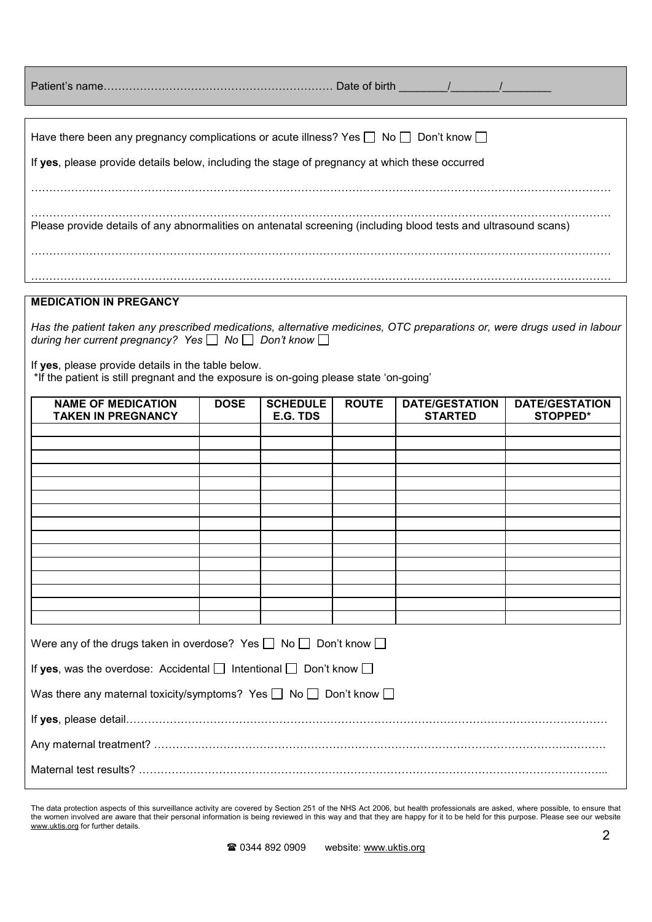Patient's name…………………………………………………… Date of birth ________/________/________

Have there been any pregnancy complications or acute illness? Yes ☐ No ☐ Don't know ☐

If **yes**, please provide details below, including the stage of pregnancy at which these occurred

…………………………………………………………………………………………………………………………………

…………………………………………………………………………………………………………………………………

Please provide details of any abnormalities on antenatal screening (including blood tests and ultrasound scans)

…………………………………………………………………………………………………………………………………

…………………………………………………………………………………………………………………………………

## MEDICATION IN PREGANCY

*Has the patient taken any prescribed medications, alternative medicines, OTC preparations or, were drugs used in labour during her current pregnancy? Yes ☐ No ☐ Don't know ☐*

If **yes**, please provide details in the table below.
*If the patient is still pregnant and the exposure is on-going please state 'on-going'

| NAME OF MEDICATION TAKEN IN PREGNANCY | DOSE | SCHEDULE E.G. TDS | ROUTE | DATE/GESTATION STARTED | DATE/GESTATION STOPPED* |
|---|---|---|---|---|---|
| | | | | | |
| | | | | | |
| | | | | | |
| | | | | | |
| | | | | | |
| | | | | | |
| | | | | | |
| | | | | | |
| | | | | | |
| | | | | | |
| | | | | | |
| | | | | | |
| | | | | | |
| | | | | | |
| | | | | | |

Were any of the drugs taken in overdose? Yes ☐ No ☐ Don't know ☐

If **yes**, was the overdose: Accidental ☐ Intentional ☐ Don't know ☐

Was there any maternal toxicity/symptoms? Yes ☐ No ☐ Don't know ☐

If **yes**, please detail……………………………………………………………………………………………………………

Any maternal treatment? ………………………………………………………………………………………………………

Maternal test results? …………………………………………………………………………………………………………..

The data protection aspects of this surveillance activity are covered by Section 251 of the NHS Act 2006, but health professionals are asked, where possible, to ensure that the women involved are aware that their personal information is being reviewed in this way and that they are happy for it to be held for this purpose. Please see our website www.uktis.org for further details.

☎ 0344 892 0909 website: www.uktis.org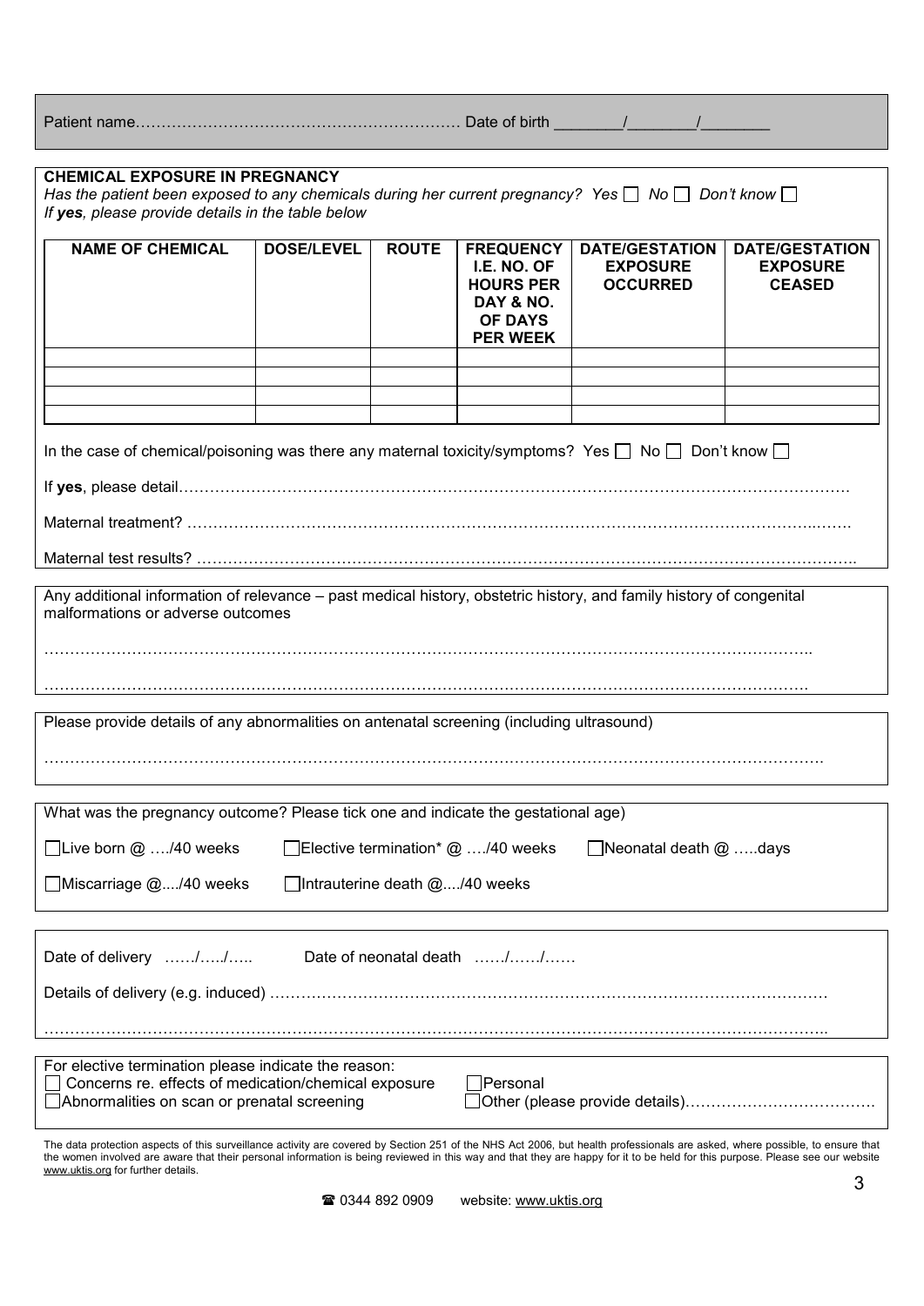Patient name…………………………………………………… Date of birth ________/________/________

**CHEMICAL EXPOSURE IN PREGNANCY**

*Has the patient been exposed to any chemicals during her current pregnancy? Yes ☐ No ☐ Don't know ☐*

*If **yes**, please provide details in the table below*

| NAME OF CHEMICAL | DOSE/LEVEL | ROUTE | FREQUENCY I.E. NO. OF HOURS PER DAY & NO. OF DAYS PER WEEK | DATE/GESTATION EXPOSURE OCCURRED | DATE/GESTATION EXPOSURE CEASED |
|---|---|---|---|---|---|
| | | | | | |
| | | | | | |
| | | | | | |
| | | | | | |

In the case of chemical/poisoning was there any maternal toxicity/symptoms? Yes ☐ No ☐ Don't know ☐

If **yes**, please detail…………………………………………………………………………………………………………

Maternal treatment? ………………………………………………………………………………………………………..…….

Maternal test results? ……………………………………………………………………………………………………………..

Any additional information of relevance – past medical history, obstetric history, and family history of congenital malformations or adverse outcomes

………………………………………………………………………………………………………………………………..

……………………………………………………………………………………………………………………………….

Please provide details of any abnormalities on antenatal screening (including ultrasound)

……………………………………………………………………………………………………………………………….

What was the pregnancy outcome? Please tick one and indicate the gestational age)

☐Live born @ …./40 weeks ☐Elective termination* @ …./40 weeks ☐Neonatal death @ …..days

☐Miscarriage @..../40 weeks ☐Intrauterine death @..../40 weeks

Date of delivery ……/…../….. Date of neonatal death ……/……/……

Details of delivery (e.g. induced) …………………………………………………………………………………………

………………………………………………………………………………………………………………………………..

For elective termination please indicate the reason:

☐ Concerns re. effects of medication/chemical exposure ☐Personal

☐Abnormalities on scan or prenatal screening ☐Other (please provide details)……………………………….

The data protection aspects of this surveillance activity are covered by Section 251 of the NHS Act 2006, but health professionals are asked, where possible, to ensure that the women involved are aware that their personal information is being reviewed in this way and that they are happy for it to be held for this purpose. Please see our website www.uktis.org for further details.

☎ 0344 892 0909 website: www.uktis.org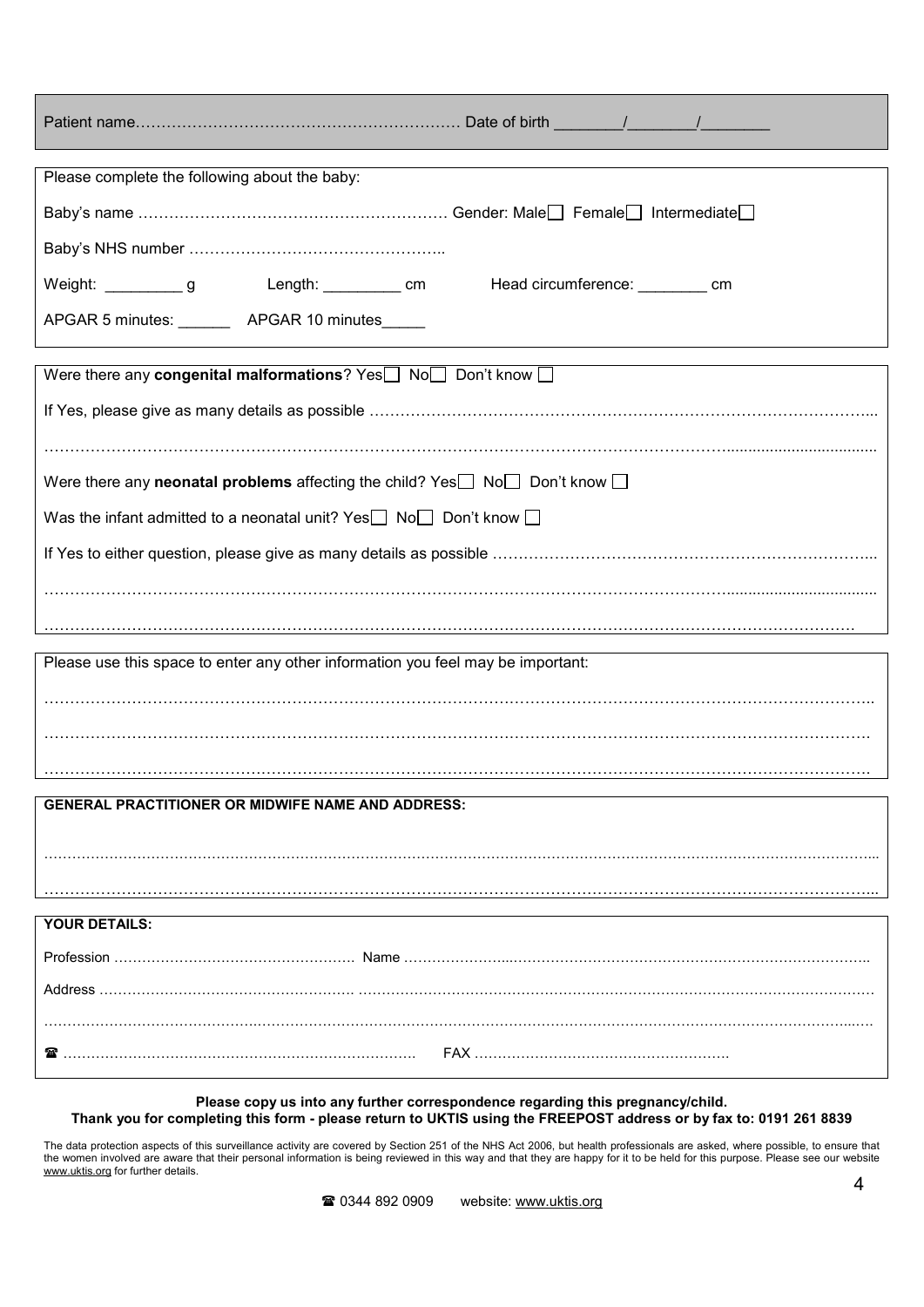Patient name…………………………………………………… Date of birth ________/________/________

Please complete the following about the baby:

Baby's name …………………………………………………… Gender: Male ☐ Female ☐ Intermediate ☐

Baby's NHS number …………………………………………..

Weight: _________ g Length: _________ cm Head circumference: ________ cm

APGAR 5 minutes: ______ APGAR 10 minutes_____

Were there any **congenital malformations**? Yes ☐ No ☐ Don't know ☐

If Yes, please give as many details as possible ……………………………………………………………………………...

…………………………………………………………………………………………………………………………………

Were there any **neonatal problems** affecting the child? Yes ☐ No ☐ Don't know ☐

Was the infant admitted to a neonatal unit? Yes ☐ No ☐ Don't know ☐

If Yes to either question, please give as many details as possible ……………………………………………………………..

…………………………………………………………………………………………………………………………………

…………………………………………………………………………………………………………………………………

Please use this space to enter any other information you feel may be important:

…………………………………………………………………………………………………………………………………

…………………………………………………………………………………………………………………………………

…………………………………………………………………………………………………………………………………

**GENERAL PRACTITIONER OR MIDWIFE NAME AND ADDRESS:**

…………………………………………………………………………………………………………………………………

…………………………………………………………………………………………………………………………………

**YOUR DETAILS:**

Profession …………………………………………… Name ……………………………………………………………………………

Address ……………………………………………… ………………………………………………………………………………

…………………………………………………………………………………………………………………………………

☎ ………………………………………………………………… FAX ……………………………………………….

**Please copy us into any further correspondence regarding this pregnancy/child.**
**Thank you for completing this form - please return to UKTIS using the FREEPOST address or by fax to: 0191 261 8839**

The data protection aspects of this surveillance activity are covered by Section 251 of the NHS Act 2006, but health professionals are asked, where possible, to ensure that the women involved are aware that their personal information is being reviewed in this way and that they are happy for it to be held for this purpose. Please see our website www.uktis.org for further details.

☎ 0344 892 0909 website: www.uktis.org